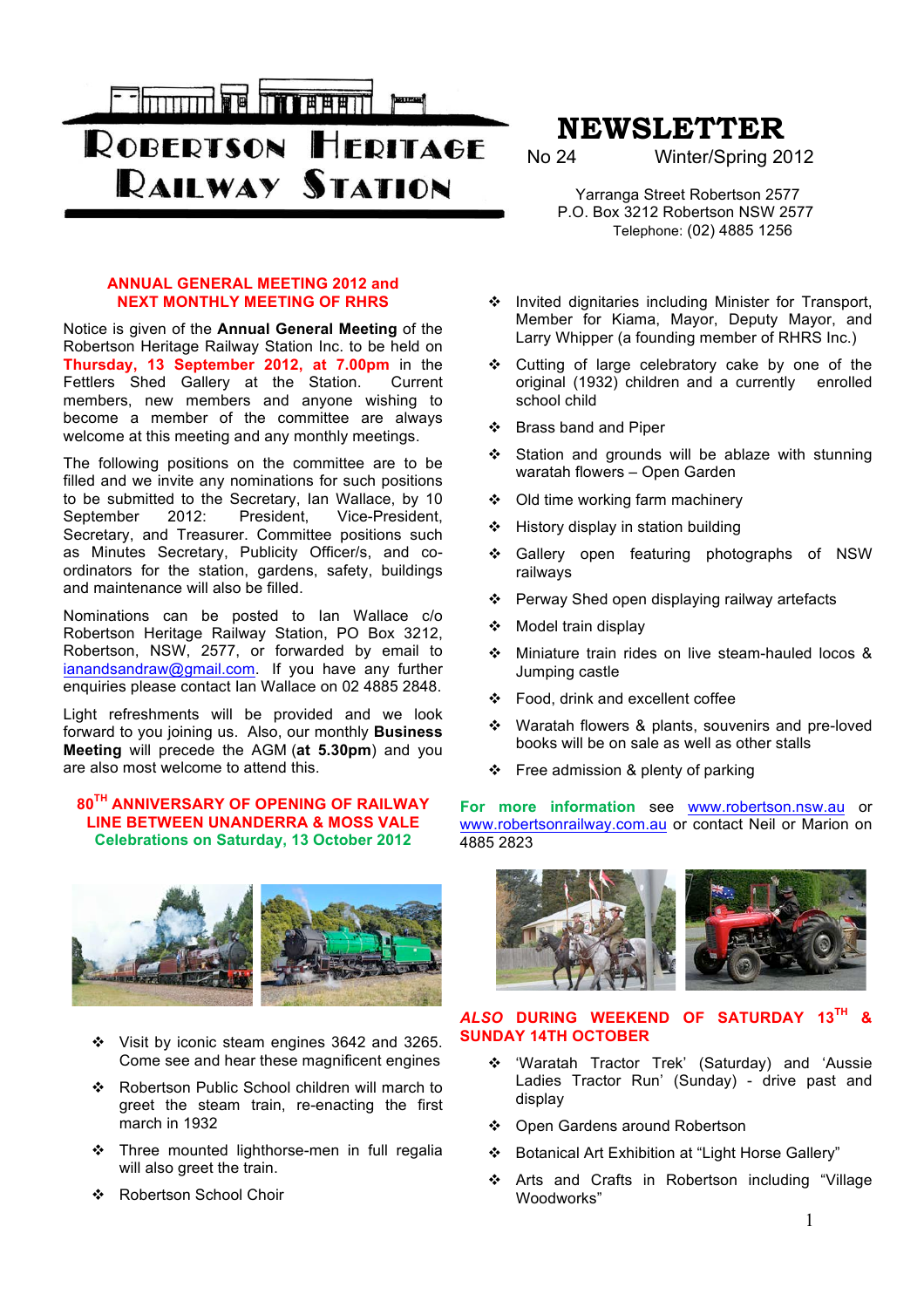# ROBERTSON HERITAGE RAILWAY STATION

# NEWSLETTER

No 24 Winter/Spring 2012

Yarranga Street Robertson 2577
P.O. Box 3212 Robertson NSW 2577
Telephone: (02) 4885 1256

## ANNUAL GENERAL MEETING 2012 and NEXT MONTHLY MEETING OF RHRS

Notice is given of the **Annual General Meeting** of the Robertson Heritage Railway Station Inc. to be held on **Thursday, 13 September 2012, at 7.00pm** in the Fettlers Shed Gallery at the Station. Current members, new members and anyone wishing to become a member of the committee are always welcome at this meeting and any monthly meetings.

The following positions on the committee are to be filled and we invite any nominations for such positions to be submitted to the Secretary, Ian Wallace, by 10 September 2012: President, Vice-President, Secretary, and Treasurer. Committee positions such as Minutes Secretary, Publicity Officer/s, and co-ordinators for the station, gardens, safety, buildings and maintenance will also be filled.

Nominations can be posted to Ian Wallace c/o Robertson Heritage Railway Station, PO Box 3212, Robertson, NSW, 2577, or forwarded by email to ianandsandraw@gmail.com. If you have any further enquiries please contact Ian Wallace on 02 4885 2848.

Light refreshments will be provided and we look forward to you joining us. Also, our monthly **Business Meeting** will precede the AGM (**at 5.30pm**) and you are also most welcome to attend this.

## 80TH ANNIVERSARY OF OPENING OF RAILWAY LINE BETWEEN UNANDERRA & MOSS VALE

### Celebrations on Saturday, 13 October 2012

- Visit by iconic steam engines 3642 and 3265. Come see and hear these magnificent engines
- Robertson Public School children will march to greet the steam train, re-enacting the first march in 1932
- Three mounted lighthorse-men in full regalia will also greet the train.
- Robertson School Choir
- Invited dignitaries including Minister for Transport, Member for Kiama, Mayor, Deputy Mayor, and Larry Whipper (a founding member of RHRS Inc.)
- Cutting of large celebratory cake by one of the original (1932) children and a currently enrolled school child
- Brass band and Piper
- Station and grounds will be ablaze with stunning waratah flowers – Open Garden
- Old time working farm machinery
- History display in station building
- Gallery open featuring photographs of NSW railways
- Perway Shed open displaying railway artefacts
- Model train display
- Miniature train rides on live steam-hauled locos & Jumping castle
- Food, drink and excellent coffee
- Waratah flowers & plants, souvenirs and pre-loved books will be on sale as well as other stalls
- Free admission & plenty of parking

**For more information** see www.robertson.nsw.au or www.robertsonrailway.com.au or contact Neil or Marion on 4885 2823

## *ALSO* DURING WEEKEND OF SATURDAY 13TH & SUNDAY 14TH OCTOBER

- 'Waratah Tractor Trek' (Saturday) and 'Aussie Ladies Tractor Run' (Sunday) - drive past and display
- Open Gardens around Robertson
- Botanical Art Exhibition at "Light Horse Gallery"
- Arts and Crafts in Robertson including "Village Woodworks"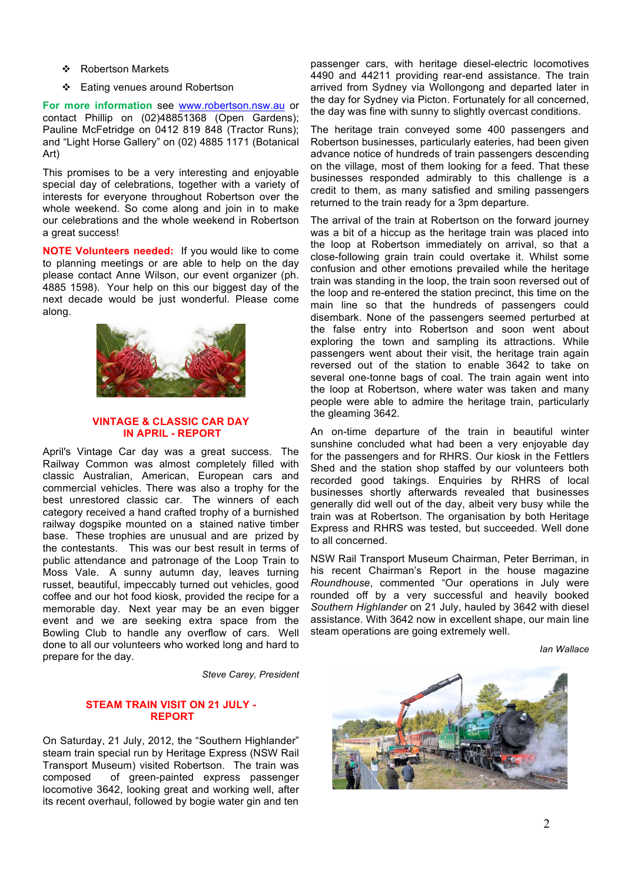- Robertson Markets
- Eating venues around Robertson

**For more information** see www.robertson.nsw.au or contact Phillip on (02)48851368 (Open Gardens); Pauline McFetridge on 0412 819 848 (Tractor Runs); and "Light Horse Gallery" on (02) 4885 1171 (Botanical Art)

This promises to be a very interesting and enjoyable special day of celebrations, together with a variety of interests for everyone throughout Robertson over the whole weekend. So come along and join in to make our celebrations and the whole weekend in Robertson a great success!

**NOTE Volunteers needed:** If you would like to come to planning meetings or are able to help on the day please contact Anne Wilson, our event organizer (ph. 4885 1598). Your help on this our biggest day of the next decade would be just wonderful. Please come along.

## VINTAGE & CLASSIC CAR DAY IN APRIL - REPORT

April's Vintage Car day was a great success. The Railway Common was almost completely filled with classic Australian, American, European cars and commercial vehicles. There was also a trophy for the best unrestored classic car. The winners of each category received a hand crafted trophy of a burnished railway dogspike mounted on a stained native timber base. These trophies are unusual and are prized by the contestants. This was our best result in terms of public attendance and patronage of the Loop Train to Moss Vale. A sunny autumn day, leaves turning russet, beautiful, impeccably turned out vehicles, good coffee and our hot food kiosk, provided the recipe for a memorable day. Next year may be an even bigger event and we are seeking extra space from the Bowling Club to handle any overflow of cars. Well done to all our volunteers who worked long and hard to prepare for the day.

*Steve Carey, President*

## STEAM TRAIN VISIT ON 21 JULY - REPORT

On Saturday, 21 July, 2012, the "Southern Highlander" steam train special run by Heritage Express (NSW Rail Transport Museum) visited Robertson. The train was composed of green-painted express passenger locomotive 3642, looking great and working well, after its recent overhaul, followed by bogie water gin and ten passenger cars, with heritage diesel-electric locomotives 4490 and 44211 providing rear-end assistance. The train arrived from Sydney via Wollongong and departed later in the day for Sydney via Picton. Fortunately for all concerned, the day was fine with sunny to slightly overcast conditions.

The heritage train conveyed some 400 passengers and Robertson businesses, particularly eateries, had been given advance notice of hundreds of train passengers descending on the village, most of them looking for a feed. That these businesses responded admirably to this challenge is a credit to them, as many satisfied and smiling passengers returned to the train ready for a 3pm departure.

The arrival of the train at Robertson on the forward journey was a bit of a hiccup as the heritage train was placed into the loop at Robertson immediately on arrival, so that a close-following grain train could overtake it. Whilst some confusion and other emotions prevailed while the heritage train was standing in the loop, the train soon reversed out of the loop and re-entered the station precinct, this time on the main line so that the hundreds of passengers could disembark. None of the passengers seemed perturbed at the false entry into Robertson and soon went about exploring the town and sampling its attractions. While passengers went about their visit, the heritage train again reversed out of the station to enable 3642 to take on several one-tonne bags of coal. The train again went into the loop at Robertson, where water was taken and many people were able to admire the heritage train, particularly the gleaming 3642.

An on-time departure of the train in beautiful winter sunshine concluded what had been a very enjoyable day for the passengers and for RHRS. Our kiosk in the Fettlers Shed and the station shop staffed by our volunteers both recorded good takings. Enquiries by RHRS of local businesses shortly afterwards revealed that businesses generally did well out of the day, albeit very busy while the train was at Robertson. The organisation by both Heritage Express and RHRS was tested, but succeeded. Well done to all concerned.

NSW Rail Transport Museum Chairman, Peter Berriman, in his recent Chairman's Report in the house magazine *Roundhouse*, commented "Our operations in July were rounded off by a very successful and heavily booked *Southern Highlander* on 21 July, hauled by 3642 with diesel assistance. With 3642 now in excellent shape, our main line steam operations are going extremely well.

*Ian Wallace*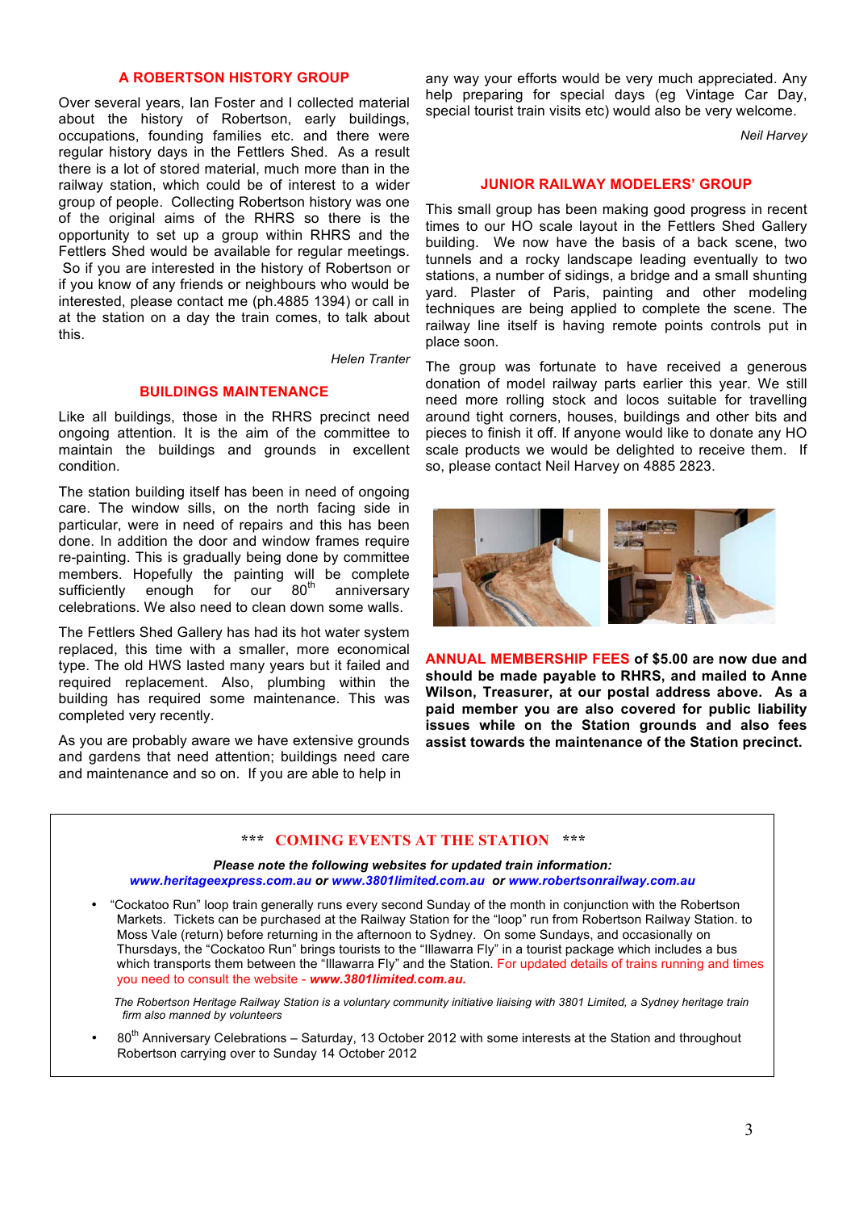## A ROBERTSON HISTORY GROUP

Over several years, Ian Foster and I collected material about the history of Robertson, early buildings, occupations, founding families etc. and there were regular history days in the Fettlers Shed. As a result there is a lot of stored material, much more than in the railway station, which could be of interest to a wider group of people. Collecting Robertson history was one of the original aims of the RHRS so there is the opportunity to set up a group within RHRS and the Fettlers Shed would be available for regular meetings. So if you are interested in the history of Robertson or if you know of any friends or neighbours who would be interested, please contact me (ph.4885 1394) or call in at the station on a day the train comes, to talk about this.

*Helen Tranter*

## BUILDINGS MAINTENANCE

Like all buildings, those in the RHRS precinct need ongoing attention. It is the aim of the committee to maintain the buildings and grounds in excellent condition.

The station building itself has been in need of ongoing care. The window sills, on the north facing side in particular, were in need of repairs and this has been done. In addition the door and window frames require re-painting. This is gradually being done by committee members. Hopefully the painting will be complete sufficiently enough for our 80th anniversary celebrations. We also need to clean down some walls.

The Fettlers Shed Gallery has had its hot water system replaced, this time with a smaller, more economical type. The old HWS lasted many years but it failed and required replacement. Also, plumbing within the building has required some maintenance. This was completed very recently.

As you are probably aware we have extensive grounds and gardens that need attention; buildings need care and maintenance and so on. If you are able to help in any way your efforts would be very much appreciated. Any help preparing for special days (eg Vintage Car Day, special tourist train visits etc) would also be very welcome.

*Neil Harvey*

## JUNIOR RAILWAY MODELERS' GROUP

This small group has been making good progress in recent times to our HO scale layout in the Fettlers Shed Gallery building. We now have the basis of a back scene, two tunnels and a rocky landscape leading eventually to two stations, a number of sidings, a bridge and a small shunting yard. Plaster of Paris, painting and other modeling techniques are being applied to complete the scene. The railway line itself is having remote points controls put in place soon.

The group was fortunate to have received a generous donation of model railway parts earlier this year. We still need more rolling stock and locos suitable for travelling around tight corners, houses, buildings and other bits and pieces to finish it off. If anyone would like to donate any HO scale products we would be delighted to receive them. If so, please contact Neil Harvey on 4885 2823.

**ANNUAL MEMBERSHIP FEES of $5.00 are now due and should be made payable to RHRS, and mailed to Anne Wilson, Treasurer, at our postal address above. As a paid member you are also covered for public liability issues while on the Station grounds and also fees assist towards the maintenance of the Station precinct.**

---

## \*\*\* COMING EVENTS AT THE STATION \*\*\*

***Please note the following websites for updated train information:***
***www.heritageexpress.com.au or www.3801limited.com.au or www.robertsonrailway.com.au***

- "Cockatoo Run" loop train generally runs every second Sunday of the month in conjunction with the Robertson Markets. Tickets can be purchased at the Railway Station for the "loop" run from Robertson Railway Station. to Moss Vale (return) before returning in the afternoon to Sydney. On some Sundays, and occasionally on Thursdays, the "Cockatoo Run" brings tourists to the "Illawarra Fly" in a tourist package which includes a bus which transports them between the "Illawarra Fly" and the Station. For updated details of trains running and times you need to consult the website - ***www.3801limited.com.au.***

  *The Robertson Heritage Railway Station is a voluntary community initiative liaising with 3801 Limited, a Sydney heritage train firm also manned by volunteers*

- 80th Anniversary Celebrations – Saturday, 13 October 2012 with some interests at the Station and throughout Robertson carrying over to Sunday 14 October 2012